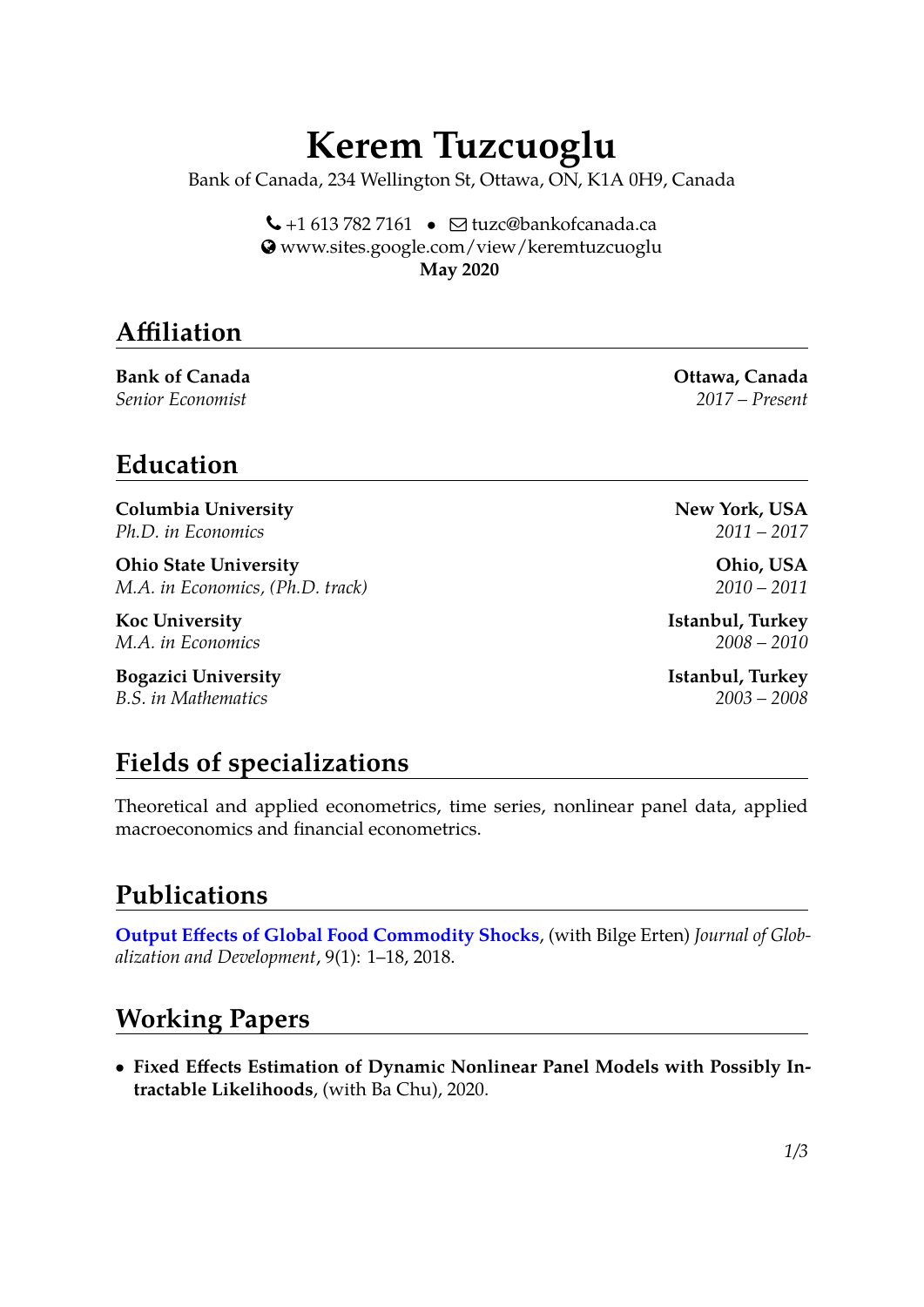# Kerem Tuzcuoglu

Bank of Canada, 234 Wellington St, Ottawa, ON, K1A 0H9, Canada

+1 613 782 7161 • tuzc@bankofcanada.ca
www.sites.google.com/view/keremtuzcuoglu
**May 2020**

## Affiliation

**Bank of Canada** — **Ottawa, Canada**
*Senior Economist* — *2017 – Present*

## Education

**Columbia University** — **New York, USA**
*Ph.D. in Economics* — *2011 – 2017*

**Ohio State University** — **Ohio, USA**
*M.A. in Economics, (Ph.D. track)* — *2010 – 2011*

**Koc University** — **Istanbul, Turkey**
*M.A. in Economics* — *2008 – 2010*

**Bogazici University** — **Istanbul, Turkey**
*B.S. in Mathematics* — *2003 – 2008*

## Fields of specializations

Theoretical and applied econometrics, time series, nonlinear panel data, applied macroeconomics and financial econometrics.

## Publications

**Output Effects of Global Food Commodity Shocks**, (with Bilge Erten) *Journal of Globalization and Development*, 9(1): 1–18, 2018.

## Working Papers

- **Fixed Effects Estimation of Dynamic Nonlinear Panel Models with Possibly Intractable Likelihoods**, (with Ba Chu), 2020.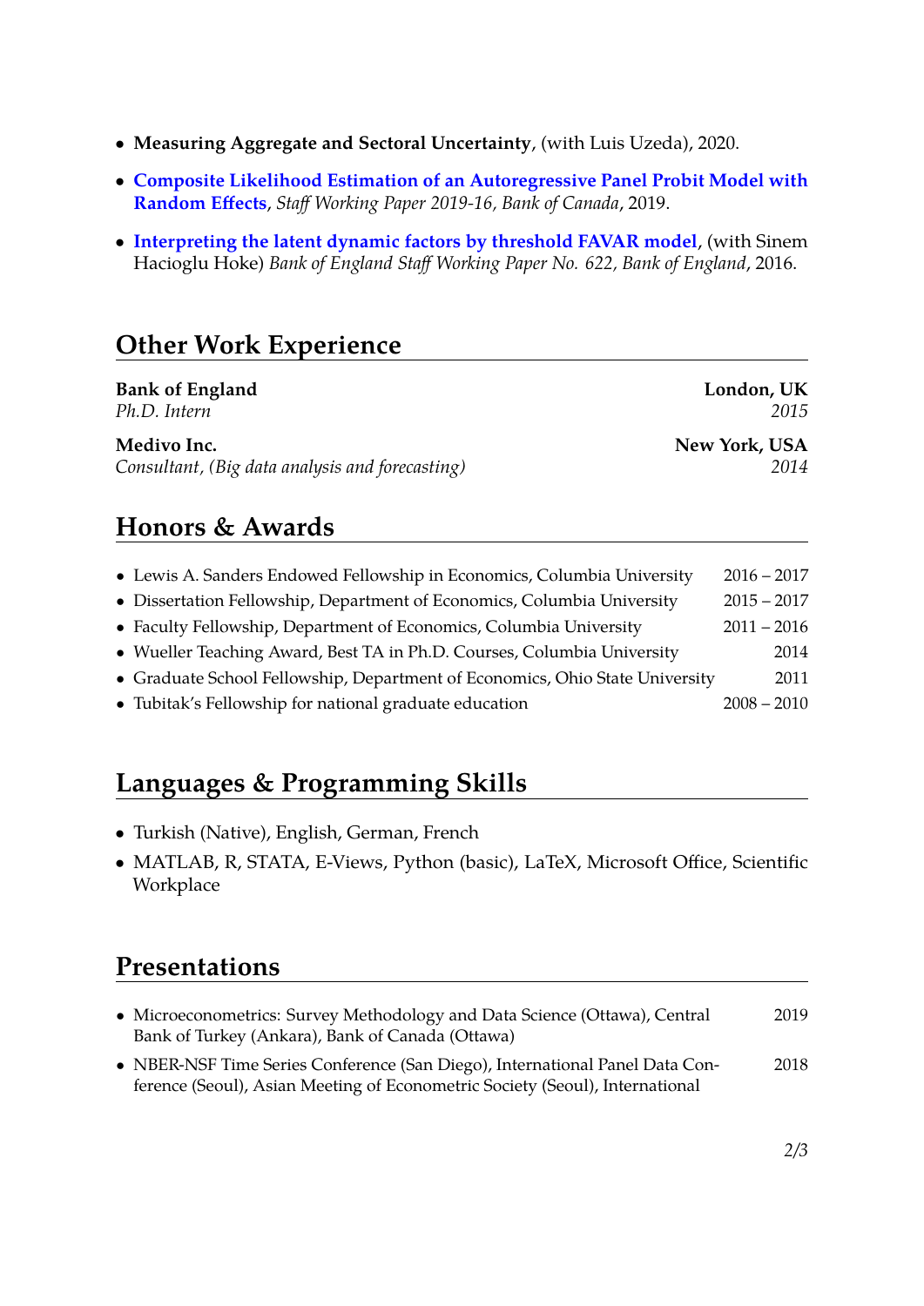- **Measuring Aggregate and Sectoral Uncertainty**, (with Luis Uzeda), 2020.
- **Composite Likelihood Estimation of an Autoregressive Panel Probit Model with Random Effects**, *Staff Working Paper 2019-16, Bank of Canada*, 2019.
- **Interpreting the latent dynamic factors by threshold FAVAR model**, (with Sinem Hacioglu Hoke) *Bank of England Staff Working Paper No. 622, Bank of England*, 2016.

## Other Work Experience

**Bank of England** — **London, UK**
*Ph.D. Intern* — *2015*

**Medivo Inc.** — **New York, USA**
*Consultant, (Big data analysis and forecasting)* — *2014*

## Honors & Awards

- Lewis A. Sanders Endowed Fellowship in Economics, Columbia University — 2016 – 2017
- Dissertation Fellowship, Department of Economics, Columbia University — 2015 – 2017
- Faculty Fellowship, Department of Economics, Columbia University — 2011 – 2016
- Wueller Teaching Award, Best TA in Ph.D. Courses, Columbia University — 2014
- Graduate School Fellowship, Department of Economics, Ohio State University — 2011
- Tubitak's Fellowship for national graduate education — 2008 – 2010

## Languages & Programming Skills

- Turkish (Native), English, German, French
- MATLAB, R, STATA, E-Views, Python (basic), LaTeX, Microsoft Office, Scientific Workplace

## Presentations

- Microeconometrics: Survey Methodology and Data Science (Ottawa), Central Bank of Turkey (Ankara), Bank of Canada (Ottawa) — 2019
- NBER-NSF Time Series Conference (San Diego), International Panel Data Conference (Seoul), Asian Meeting of Econometric Society (Seoul), International — 2018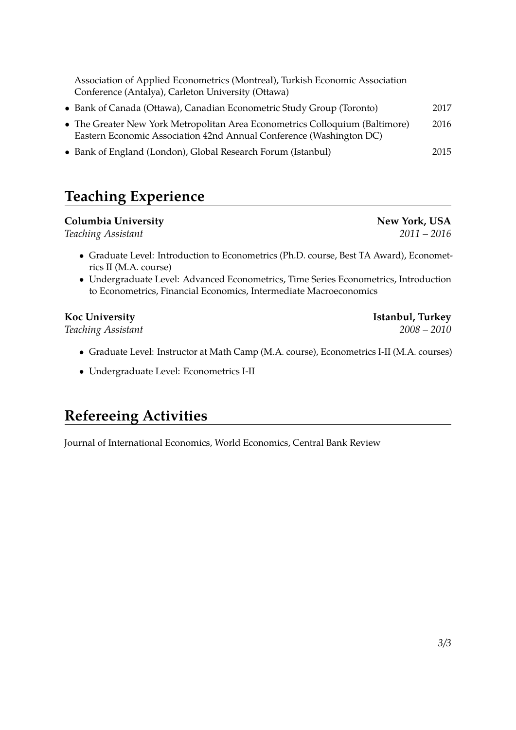Association of Applied Econometrics (Montreal), Turkish Economic Association Conference (Antalya), Carleton University (Ottawa)

- Bank of Canada (Ottawa), Canadian Econometric Study Group (Toronto) 2017
- The Greater New York Metropolitan Area Econometrics Colloquium (Baltimore) Eastern Economic Association 42nd Annual Conference (Washington DC) 2016
- Bank of England (London), Global Research Forum (Istanbul) 2015

## Teaching Experience

**Columbia University** **New York, USA**
*Teaching Assistant* *2011 – 2016*

- Graduate Level: Introduction to Econometrics (Ph.D. course, Best TA Award), Econometrics II (M.A. course)
- Undergraduate Level: Advanced Econometrics, Time Series Econometrics, Introduction to Econometrics, Financial Economics, Intermediate Macroeconomics

**Koc University** **Istanbul, Turkey**
*Teaching Assistant* *2008 – 2010*

- Graduate Level: Instructor at Math Camp (M.A. course), Econometrics I-II (M.A. courses)
- Undergraduate Level: Econometrics I-II

## Refereeing Activities

Journal of International Economics, World Economics, Central Bank Review